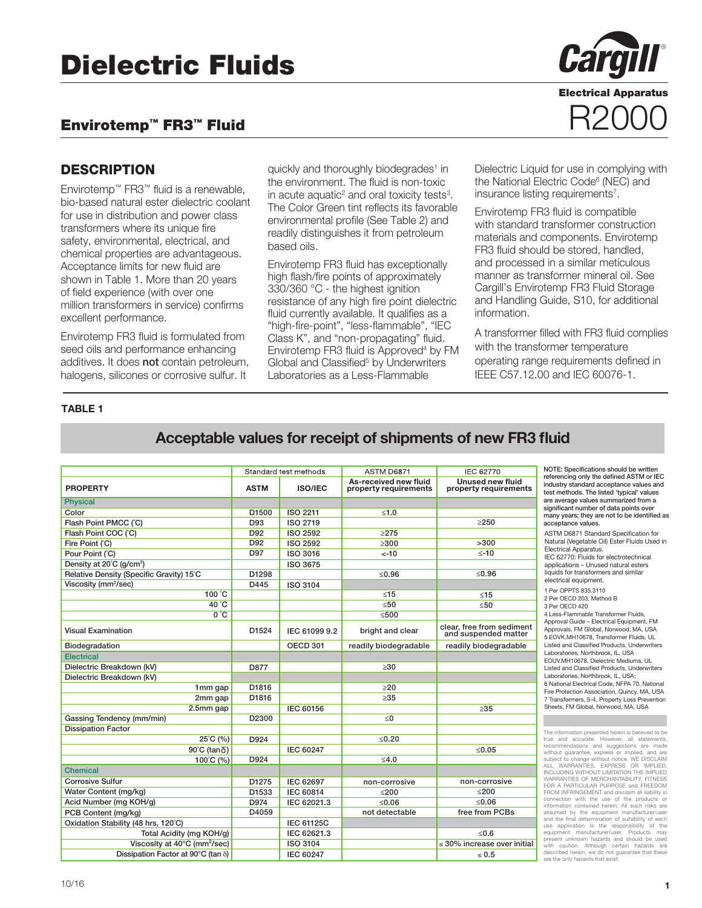# Dielectric Fluids

**Electrical Apparatus**

R2000

## Envirotemp™ FR3™ Fluid

## DESCRIPTION

Envirotemp™ FR3™ fluid is a renewable, bio-based natural ester dielectric coolant for use in distribution and power class transformers where its unique fire safety, environmental, electrical, and chemical properties are advantageous. Acceptance limits for new fluid are shown in Table 1. More than 20 years of field experience (with over one million transformers in service) confirms excellent performance.

Envirotemp FR3 fluid is formulated from seed oils and performance enhancing additives. It does **not** contain petroleum, halogens, silicones or corrosive sulfur. It quickly and thoroughly biodegrades[1] in the environment. The fluid is non-toxic in acute aquatic[2] and oral toxicity tests[3]. The Color Green tint reflects its favorable environmental profile (See Table 2) and readily distinguishes it from petroleum based oils.

Envirotemp FR3 fluid has exceptionally high flash/fire points of approximately 330/360 °C - the highest ignition resistance of any high fire point dielectric fluid currently available. It qualifies as a "high-fire-point", "less-flammable", "IEC Class K", and "non-propagating" fluid. Envirotemp FR3 fluid is Approved[4] by FM Global and Classified[5] by Underwriters Laboratories as a Less-Flammable Dielectric Liquid for use in complying with the National Electric Code[6] (NEC) and insurance listing requirements[7].

Envirotemp FR3 fluid is compatible with standard transformer construction materials and components. Envirotemp FR3 fluid should be stored, handled, and processed in a similar meticulous manner as transformer mineral oil. See Cargill's Envirotemp FR3 Fluid Storage and Handling Guide, S10, for additional information.

A transformer filled with FR3 fluid complies with the transformer temperature operating range requirements defined in IEEE C57.12.00 and IEC 60076-1.

**TABLE 1**

### Acceptable values for receipt of shipments of new FR3 fluid

| | Standard test methods | | ASTM D6871 | IEC 62770 |
|---|---|---|---|---|
| **PROPERTY** | **ASTM** | **ISO/IEC** | **As-received new fluid property requirements** | **Unused new fluid property requirements** |
| **Physical** | | | | |
| Color | D1500 | ISO 2211 | ≤1.0 | |
| Flash Point PMCC (˚C) | D93 | ISO 2719 | | ≥250 |
| Flash Point COC (˚C) | D92 | ISO 2592 | ≥275 | |
| Fire Point (˚C) | D92 | ISO 2592 | ≥300 | >300 |
| Pour Point (˚C) | D97 | ISO 3016 | <-10 | ≤-10 |
| Density at 20˚C (g/cm³) | | ISO 3675 | | |
| Relative Density (Specific Gravity) 15˚C | D1298 | | ≤0.96 | ≤0.96 |
| Viscosity (mm²/sec) | D445 | ISO 3104 | | |
| 100 ˚C | | | ≤15 | ≤15 |
| 40 ˚C | | | ≤50 | ≤50 |
| 0 ˚C | | | ≤500 | |
| Visual Examination | D1524 | IEC 61099 9.2 | bright and clear | clear, free from sediment and suspended matter |
| Biodegradation | | OECD 301 | readily biodegradable | readily biodegradable |
| **Electrical** | | | | |
| Dielectric Breakdown (kV) | D877 | | ≥30 | |
| Dielectric Breakdown (kV) | | | | |
| 1mm gap | D1816 | | ≥20 | |
| 2mm gap | D1816 | | ≥35 | |
| 2.5mm gap | | IEC 60156 | | ≥35 |
| Gassing Tendency (mm/min) | D2300 | | ≤0 | |
| Dissipation Factor | | | | |
| 25˚C (%) | D924 | | ≤0.20 | |
| 90˚C (tanδ) | | IEC 60247 | | ≤0.05 |
| 100˚C (%) | D924 | | ≤4.0 | |
| **Chemical** | | | | |
| Corrosive Sulfur | D1275 | IEC 62697 | non-corrosive | non-corrosive |
| Water Content (mg/kg) | D1533 | IEC 60814 | ≤200 | ≤200 |
| Acid Number (mg KOH/g) | D974 | IEC 62021.3 | ≤0.06 | ≤0.06 |
| PCB Content (mg/kg) | D4059 | | not detectable | free from PCBs |
| Oxidation Stability (48 hrs, 120˚C) | | IEC 61125C | | |
| Total Acidity (mg KOH/g) | | IEC 62621.3 | | ≤0.6 |
| Viscosity at 40˚C (mm²/sec) | | ISO 3104 | | ≤ 30% increase over initial |
| Dissipation Factor at 90˚C (tan δ) | | IEC 60247 | | ≤ 0.5 |

**NOTE: Specifications should be written referencing only the defined ASTM or IEC industry standard acceptance values and test methods. The listed 'typical' values are average values summarized from a significant number of data points over many years; they are not to be identified as acceptance values.**

ASTM D6871 Standard Specification for Natural (Vegetable Oil) Ester Fluids Used in Electrical Apparatus.
IEC 62770: Fluids for electrotechnical applications – Unused natural esters liquids for transformers and similar electrical equipment.

1 Per OPPTS 835.3110
2 Per OECD 203, Method B
3 Per OECD 420
4 Less-Flammable Transformer Fluids, Approval Guide – Electrical Equipment, FM Approvals, FM Global, Norwood, MA, USA
5 EOVK.MH10678, Transformer Fluids, UL Listed and Classified Products, Underwriters Laboratories, Northbrook, IL, USA
EOUV.MH10678, Dielectric Mediums, UL Listed and Classified Products, Underwriters Laboratories, Northbrook, IL, USA;
6 National Electrical Code, NFPA 70, National Fire Protection Association, Quincy, MA, USA
7 Transformers, 5-4, Property Loss Prevention Sheets, FM Global, Norwood, MA, USA

The information presented herein is believed to be true and accurate. However, all statements, recommendations and suggestions are made without guarantee, express or implied, and are subject to change without notice. WE DISCLAIM ALL WARRANTIES, EXPRESS OR IMPLIED, INCLUDING WITHOUT LIMITATION THE IMPLIED WARRANTIES OF MERCHANTABILITY, FITNESS FOR A PARTICULAR PURPOSE and FREEDOM FROM INFRINGEMENT and disclaim all liability in connection with the use of the products or information contained herein. All such risks are assumed by the equipment manufacturer/user and the final determination of suitability of each use application is the responsibility of the equipment manufacturer/user. Products may present unknown hazards and should be used with caution. Although certain hazards are described herein, we do not guarantee that these are the only hazards that exist.

10/16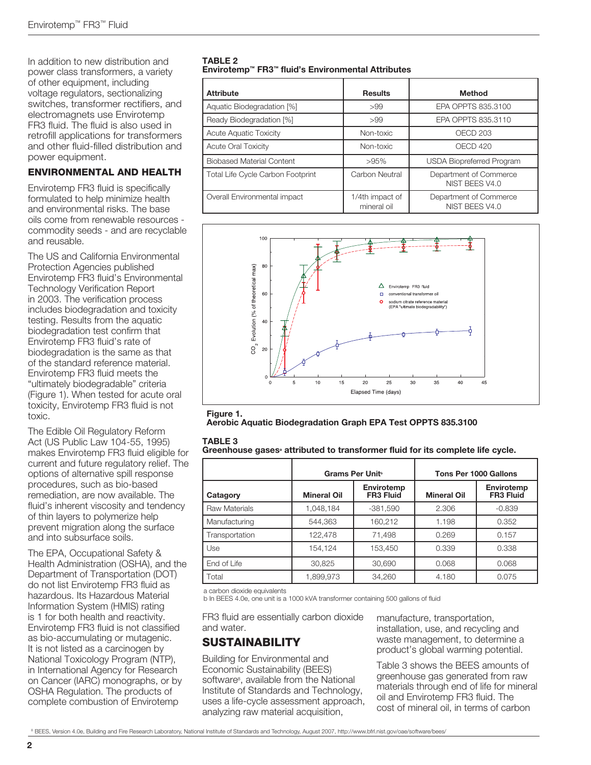In addition to new distribution and power class transformers, a variety of other equipment, including voltage regulators, sectionalizing switches, transformer rectifiers, and electromagnets use Envirotemp FR3 fluid. The fluid is also used in retrofill applications for transformers and other fluid-filled distribution and power equipment.

## ENVIRONMENTAL AND HEALTH

Envirotemp FR3 fluid is specifically formulated to help minimize health and environmental risks. The base oils come from renewable resources - commodity seeds - and are recyclable and reusable.

The US and California Environmental Protection Agencies published Envirotemp FR3 fluid's Environmental Technology Verification Report in 2003. The verification process includes biodegradation and toxicity testing. Results from the aquatic biodegradation test confirm that Envirotemp FR3 fluid's rate of biodegradation is the same as that of the standard reference material. Envirotemp FR3 fluid meets the "ultimately biodegradable" criteria (Figure 1). When tested for acute oral toxicity, Envirotemp FR3 fluid is not toxic.

The Edible Oil Regulatory Reform Act (US Public Law 104-55, 1995) makes Envirotemp FR3 fluid eligible for current and future regulatory relief. The options of alternative spill response procedures, such as bio-based remediation, are now available. The fluid's inherent viscosity and tendency of thin layers to polymerize help prevent migration along the surface and into subsurface soils.

The EPA, Occupational Safety & Health Administration (OSHA), and the Department of Transportation (DOT) do not list Envirotemp FR3 fluid as hazardous. Its Hazardous Material Information System (HMIS) rating is 1 for both health and reactivity. Envirotemp FR3 fluid is not classified as bio-accumulating or mutagenic. It is not listed as a carcinogen by National Toxicology Program (NTP), in International Agency for Research on Cancer (IARC) monographs, or by OSHA Regulation. The products of complete combustion of Envirotemp FR3 fluid are essentially carbon dioxide and water.

**TABLE 2**
**Envirotemp™ FR3™ fluid's Environmental Attributes**

| Attribute | Results | Method |
|---|---|---|
| Aquatic Biodegradation [%] | >99 | EPA OPPTS 835.3100 |
| Ready Biodegradation [%] | >99 | EPA OPPTS 835.3110 |
| Acute Aquatic Toxicity | Non-toxic | OECD 203 |
| Acute Oral Toxicity | Non-toxic | OECD 420 |
| Biobased Material Content | >95% | USDA Biopreferred Program |
| Total Life Cycle Carbon Footprint | Carbon Neutral | Department of Commerce NIST BEES V4.0 |
| Overall Environmental impact | 1/4th impact of mineral oil | Department of Commerce NIST BEES V4.0 |

**Figure 1.**
**Aerobic Aquatic Biodegradation Graph EPA Test OPPTS 835.3100**

**TABLE 3**
**Greenhouse gases[a] attributed to transformer fluid for its complete life cycle.**

| | Grams Per Unit[b] | | Tons Per 1000 Gallons | |
|---|---|---|---|---|
| Catagory | Mineral Oil | Envirotemp FR3 Fluid | Mineral Oil | Envirotemp FR3 Fluid |
| Raw Materials | 1,048,184 | -381,590 | 2.306 | -0.839 |
| Manufacturing | 544,363 | 160,212 | 1.198 | 0.352 |
| Transportation | 122,478 | 71,498 | 0.269 | 0.157 |
| Use | 154,124 | 153,450 | 0.339 | 0.338 |
| End of Life | 30,825 | 30,690 | 0.068 | 0.068 |
| Total | 1,899,973 | 34,260 | 4.180 | 0.075 |

a carbon dioxide equivalents
b In BEES 4.0e, one unit is a 1000 kVA transformer containing 500 gallons of fluid

## SUSTAINABILITY

Building for Environmental and Economic Sustainability (BEES) software[8], available from the National Institute of Standards and Technology, uses a life-cycle assessment approach, analyzing raw material acquisition, manufacture, transportation, installation, use, and recycling and waste management, to determine a product's global warming potential.

Table 3 shows the BEES amounts of greenhouse gas generated from raw materials through end of life for mineral oil and Envirotemp FR3 fluid. The cost of mineral oil, in terms of carbon

[8] BEES, Version 4.0e, Building and Fire Research Laboratory, National Institute of Standards and Technology, August 2007, http://www.bfrl.nist.gov/oae/software/bees/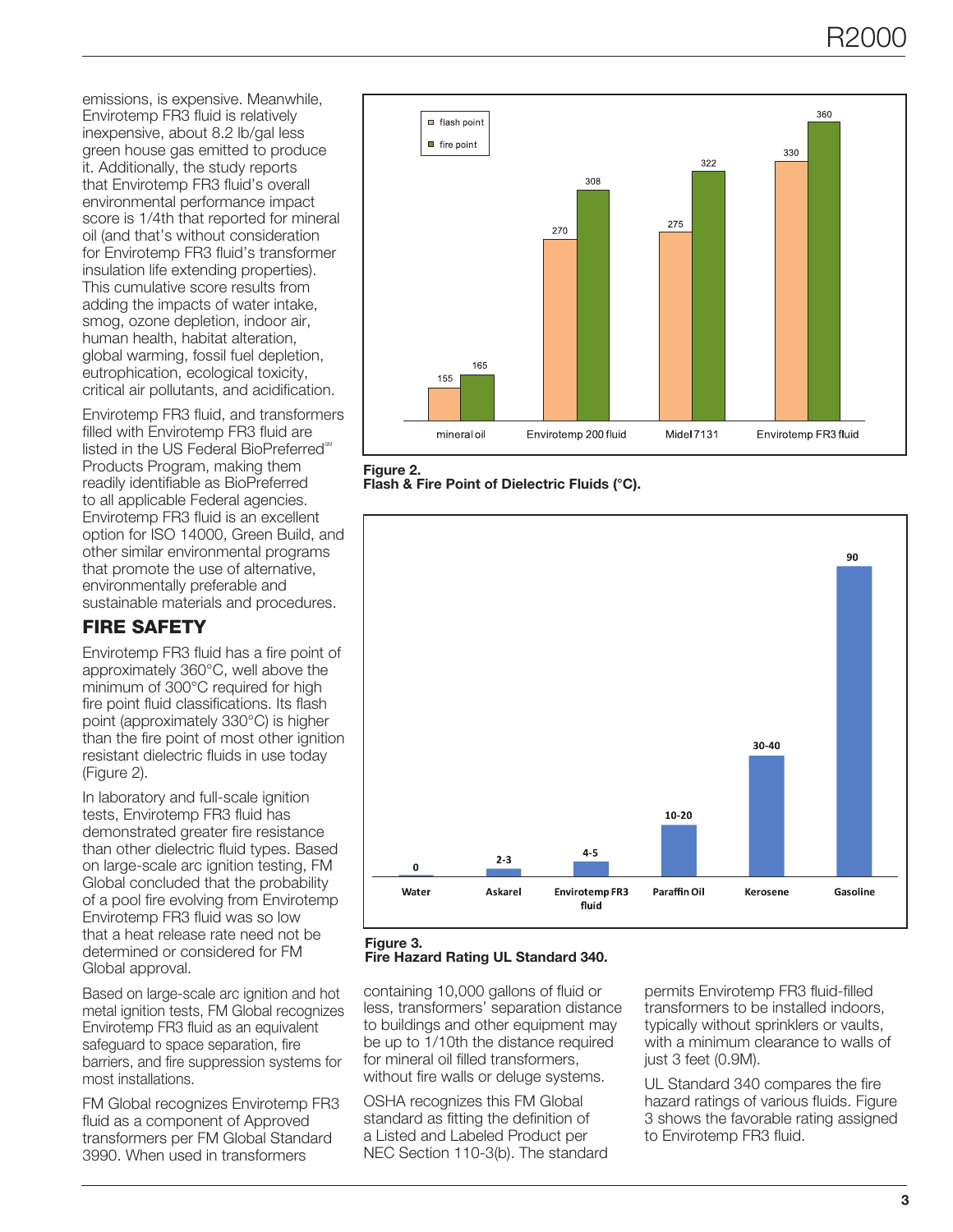emissions, is expensive. Meanwhile, Envirotemp FR3 fluid is relatively inexpensive, about 8.2 lb/gal less green house gas emitted to produce it. Additionally, the study reports that Envirotemp FR3 fluid's overall environmental performance impact score is 1/4th that reported for mineral oil (and that's without consideration for Envirotemp FR3 fluid's transformer insulation life extending properties). This cumulative score results from adding the impacts of water intake, smog, ozone depletion, indoor air, human health, habitat alteration, global warming, fossil fuel depletion, eutrophication, ecological toxicity, critical air pollutants, and acidification.

Envirotemp FR3 fluid, and transformers filled with Envirotemp FR3 fluid are listed in the US Federal BioPreferred℠ Products Program, making them readily identifiable as BioPreferred to all applicable Federal agencies. Envirotemp FR3 fluid is an excellent option for ISO 14000, Green Build, and other similar environmental programs that promote the use of alternative, environmentally preferable and sustainable materials and procedures.

## FIRE SAFETY

Envirotemp FR3 fluid has a fire point of approximately 360°C, well above the minimum of 300°C required for high fire point fluid classifications. Its flash point (approximately 330°C) is higher than the fire point of most other ignition resistant dielectric fluids in use today (Figure 2).

In laboratory and full-scale ignition tests, Envirotemp FR3 fluid has demonstrated greater fire resistance than other dielectric fluid types. Based on large-scale arc ignition testing, FM Global concluded that the probability of a pool fire evolving from Envirotemp Envirotemp FR3 fluid was so low that a heat release rate need not be determined or considered for FM Global approval.

Based on large-scale arc ignition and hot metal ignition tests, FM Global recognizes Envirotemp FR3 fluid as an equivalent safeguard to space separation, fire barriers, and fire suppression systems for most installations.

FM Global recognizes Envirotemp FR3 fluid as a component of Approved transformers per FM Global Standard 3990. When used in transformers containing 10,000 gallons of fluid or less, transformers' separation distance to buildings and other equipment may be up to 1/10th the distance required for mineral oil filled transformers, without fire walls or deluge systems.

OSHA recognizes this FM Global standard as fitting the definition of a Listed and Labeled Product per NEC Section 110-3(b). The standard permits Envirotemp FR3 fluid-filled transformers to be installed indoors, typically without sprinklers or vaults, with a minimum clearance to walls of just 3 feet (0.9M).

UL Standard 340 compares the fire hazard ratings of various fluids. Figure 3 shows the favorable rating assigned to Envirotemp FR3 fluid.

| | flash point | fire point |
|---|---|---|
| mineral oil | 155 | 165 |
| Envirotemp 200 fluid | 270 | 308 |
| Midel 7131 | 275 | 322 |
| Envirotemp FR3 fluid | 330 | 360 |

**Figure 2.**
**Flash & Fire Point of Dielectric Fluids (°C).**

| Water | Askarel | Envirotemp FR3 fluid | Paraffin Oil | Kerosene | Gasoline |
|---|---|---|---|---|---|
| 0 | 2-3 | 4-5 | 10-20 | 30-40 | 90 |

**Figure 3.**
**Fire Hazard Rating UL Standard 340.**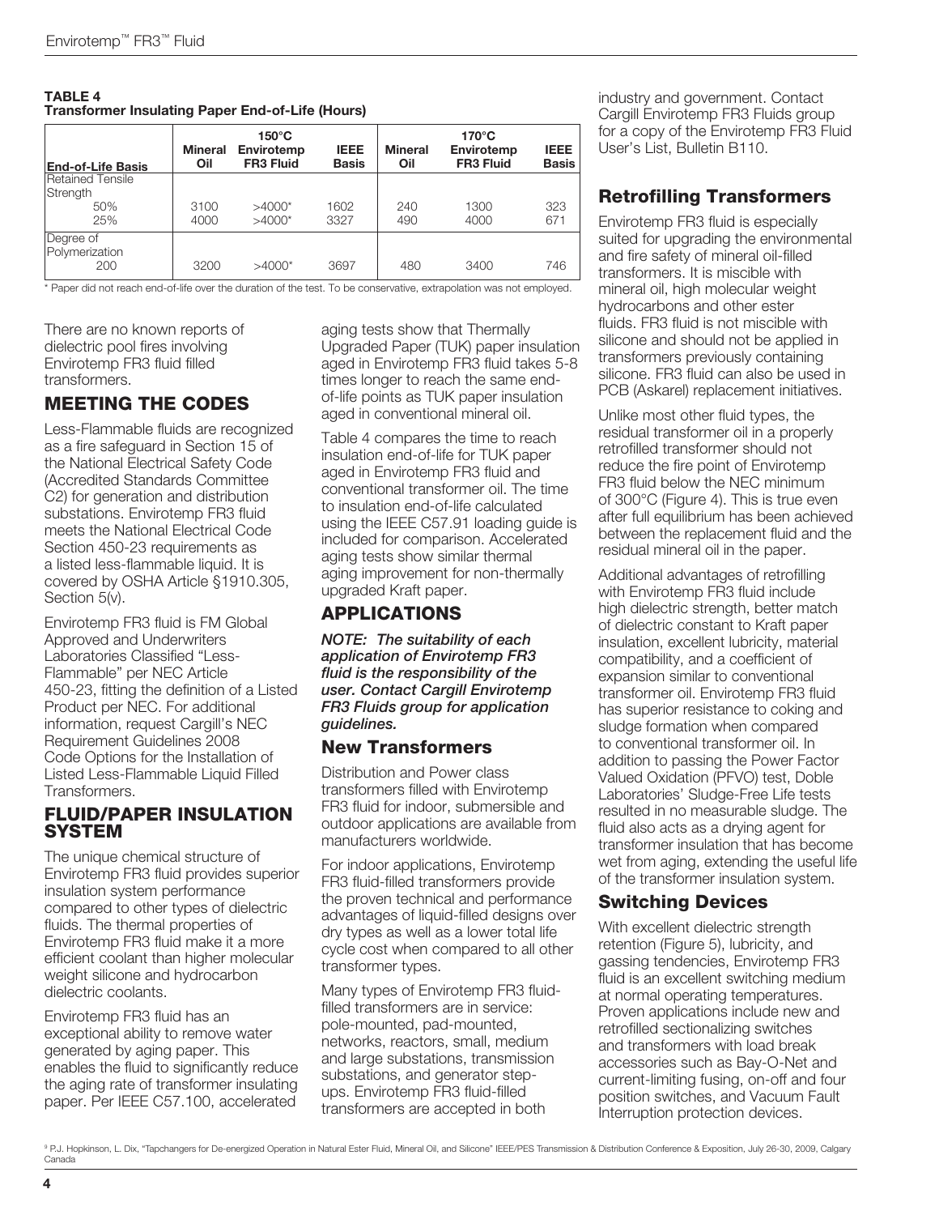**TABLE 4**
**Transformer Insulating Paper End-of-Life (Hours)**

| End-of-Life Basis | 150°C Mineral Oil | 150°C Envirotemp FR3 Fluid | 150°C IEEE Basis | 170°C Mineral Oil | 170°C Envirotemp FR3 Fluid | 170°C IEEE Basis |
|---|---|---|---|---|---|---|
| Retained Tensile Strength | | | | | | |
| 50% | 3100 | >4000* | 1602 | 240 | 1300 | 323 |
| 25% | 4000 | >4000* | 3327 | 490 | 4000 | 671 |
| Degree of Polymerization | | | | | | |
| 200 | 3200 | >4000* | 3697 | 480 | 3400 | 746 |

\* Paper did not reach end-of-life over the duration of the test. To be conservative, extrapolation was not employed.

There are no known reports of dielectric pool fires involving Envirotemp FR3 fluid filled transformers.

## MEETING THE CODES

Less-Flammable fluids are recognized as a fire safeguard in Section 15 of the National Electrical Safety Code (Accredited Standards Committee C2) for generation and distribution substations. Envirotemp FR3 fluid meets the National Electrical Code Section 450-23 requirements as a listed less-flammable liquid. It is covered by OSHA Article §1910.305, Section 5(v).

Envirotemp FR3 fluid is FM Global Approved and Underwriters Laboratories Classified "Less-Flammable" per NEC Article 450-23, fitting the definition of a Listed Product per NEC. For additional information, request Cargill's NEC Requirement Guidelines 2008 Code Options for the Installation of Listed Less-Flammable Liquid Filled Transformers.

## FLUID/PAPER INSULATION SYSTEM

The unique chemical structure of Envirotemp FR3 fluid provides superior insulation system performance compared to other types of dielectric fluids. The thermal properties of Envirotemp FR3 fluid make it a more efficient coolant than higher molecular weight silicone and hydrocarbon dielectric coolants.

Envirotemp FR3 fluid has an exceptional ability to remove water generated by aging paper. This enables the fluid to significantly reduce the aging rate of transformer insulating paper. Per IEEE C57.100, accelerated aging tests show that Thermally Upgraded Paper (TUK) paper insulation aged in Envirotemp FR3 fluid takes 5-8 times longer to reach the same end-of-life points as TUK paper insulation aged in conventional mineral oil.

Table 4 compares the time to reach insulation end-of-life for TUK paper aged in Envirotemp FR3 fluid and conventional transformer oil. The time to insulation end-of-life calculated using the IEEE C57.91 loading guide is included for comparison. Accelerated aging tests show similar thermal aging improvement for non-thermally upgraded Kraft paper.

## APPLICATIONS

***NOTE: The suitability of each application of Envirotemp FR3 fluid is the responsibility of the user. Contact Cargill Envirotemp FR3 Fluids group for application guidelines.***

### New Transformers

Distribution and Power class transformers filled with Envirotemp FR3 fluid for indoor, submersible and outdoor applications are available from manufacturers worldwide.

For indoor applications, Envirotemp FR3 fluid-filled transformers provide the proven technical and performance advantages of liquid-filled designs over dry types as well as a lower total life cycle cost when compared to all other transformer types.

Many types of Envirotemp FR3 fluid-filled transformers are in service: pole-mounted, pad-mounted, networks, reactors, small, medium and large substations, transmission substations, and generator step-ups. Envirotemp FR3 fluid-filled transformers are accepted in both industry and government. Contact Cargill Envirotemp FR3 Fluids group for a copy of the Envirotemp FR3 Fluid User's List, Bulletin B110.

### Retrofilling Transformers

Envirotemp FR3 fluid is especially suited for upgrading the environmental and fire safety of mineral oil-filled transformers. It is miscible with mineral oil, high molecular weight hydrocarbons and other ester fluids. FR3 fluid is not miscible with silicone and should not be applied in transformers previously containing silicone. FR3 fluid can also be used in PCB (Askarel) replacement initiatives.

Unlike most other fluid types, the residual transformer oil in a properly retrofilled transformer should not reduce the fire point of Envirotemp FR3 fluid below the NEC minimum of 300°C (Figure 4). This is true even after full equilibrium has been achieved between the replacement fluid and the residual mineral oil in the paper.

Additional advantages of retrofilling with Envirotemp FR3 fluid include high dielectric strength, better match of dielectric constant to Kraft paper insulation, excellent lubricity, material compatibility, and a coefficient of expansion similar to conventional transformer oil. Envirotemp FR3 fluid has superior resistance to coking and sludge formation when compared to conventional transformer oil. In addition to passing the Power Factor Valued Oxidation (PFVO) test, Doble Laboratories' Sludge-Free Life tests resulted in no measurable sludge. The fluid also acts as a drying agent for transformer insulation that has become wet from aging, extending the useful life of the transformer insulation system.

### Switching Devices

With excellent dielectric strength retention (Figure 5), lubricity, and gassing tendencies, Envirotemp FR3 fluid is an excellent switching medium at normal operating temperatures. Proven applications include new and retrofilled sectionalizing switches and transformers with load break accessories such as Bay-O-Net and current-limiting fusing, on-off and four position switches, and Vacuum Fault Interruption protection devices.

[9] P.J. Hopkinson, L. Dix, "Tapchangers for De-energized Operation in Natural Ester Fluid, Mineral Oil, and Silicone" IEEE/PES Transmission & Distribution Conference & Exposition, July 26-30, 2009, Calgary Canada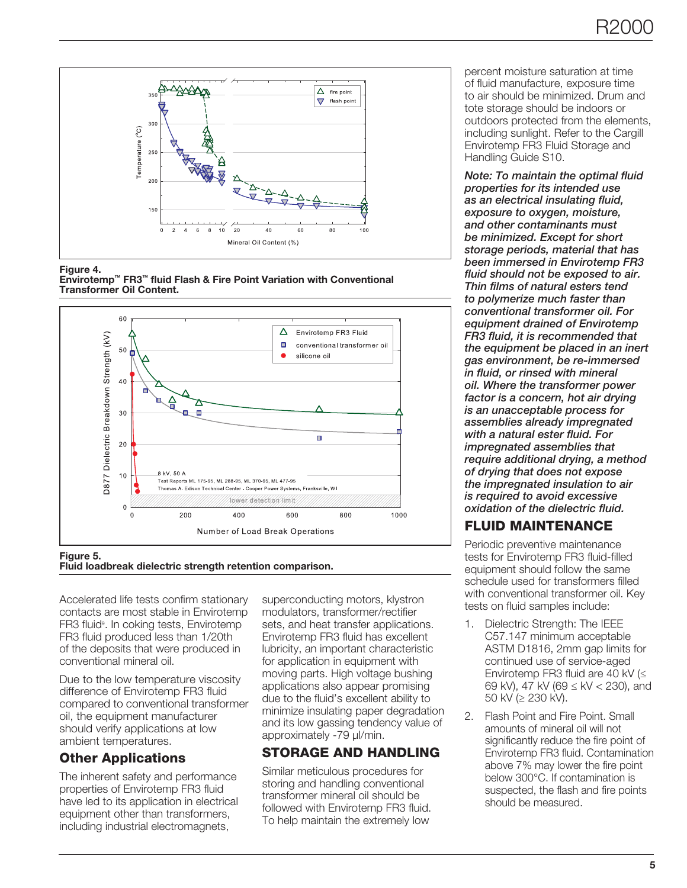Figure 4.
**Envirotemp™ FR3™ fluid Flash & Fire Point Variation with Conventional Transformer Oil Content.**

Figure 5.
**Fluid loadbreak dielectric strength retention comparison.**

Accelerated life tests confirm stationary contacts are most stable in Envirotemp FR3 fluid[9]. In coking tests, Envirotemp FR3 fluid produced less than 1/20th of the deposits that were produced in conventional mineral oil.

Due to the low temperature viscosity difference of Envirotemp FR3 fluid compared to conventional transformer oil, the equipment manufacturer should verify applications at low ambient temperatures.

## Other Applications

The inherent safety and performance properties of Envirotemp FR3 fluid have led to its application in electrical equipment other than transformers, including industrial electromagnets, superconducting motors, klystron modulators, transformer/rectifier sets, and heat transfer applications. Envirotemp FR3 fluid has excellent lubricity, an important characteristic for application in equipment with moving parts. High voltage bushing applications also appear promising due to the fluid's excellent ability to minimize insulating paper degradation and its low gassing tendency value of approximately -79 µl/min.

## STORAGE AND HANDLING

Similar meticulous procedures for storing and handling conventional transformer mineral oil should be followed with Envirotemp FR3 fluid. To help maintain the extremely low percent moisture saturation at time of fluid manufacture, exposure time to air should be minimized. Drum and tote storage should be indoors or outdoors protected from the elements, including sunlight. Refer to the Cargill Envirotemp FR3 Fluid Storage and Handling Guide S10.

***Note: To maintain the optimal fluid properties for its intended use as an electrical insulating fluid, exposure to oxygen, moisture, and other contaminants must be minimized. Except for short storage periods, material that has been immersed in Envirotemp FR3 fluid should not be exposed to air. Thin films of natural esters tend to polymerize much faster than conventional transformer oil. For equipment drained of Envirotemp FR3 fluid, it is recommended that the equipment be placed in an inert gas environment, be re-immersed in fluid, or rinsed with mineral oil. Where the transformer power factor is a concern, hot air drying is an unacceptable process for assemblies already impregnated with a natural ester fluid. For impregnated assemblies that require additional drying, a method of drying that does not expose the impregnated insulation to air is required to avoid excessive oxidation of the dielectric fluid.***

## FLUID MAINTENANCE

Periodic preventive maintenance tests for Envirotemp FR3 fluid-filled equipment should follow the same schedule used for transformers filled with conventional transformer oil. Key tests on fluid samples include:

1. Dielectric Strength: The IEEE C57.147 minimum acceptable ASTM D1816, 2mm gap limits for continued use of service-aged Envirotemp FR3 fluid are 40 kV (≤ 69 kV), 47 kV (69 ≤ kV < 230), and 50 kV (≥ 230 kV).
2. Flash Point and Fire Point. Small amounts of mineral oil will not significantly reduce the fire point of Envirotemp FR3 fluid. Contamination above 7% may lower the fire point below 300°C. If contamination is suspected, the flash and fire points should be measured.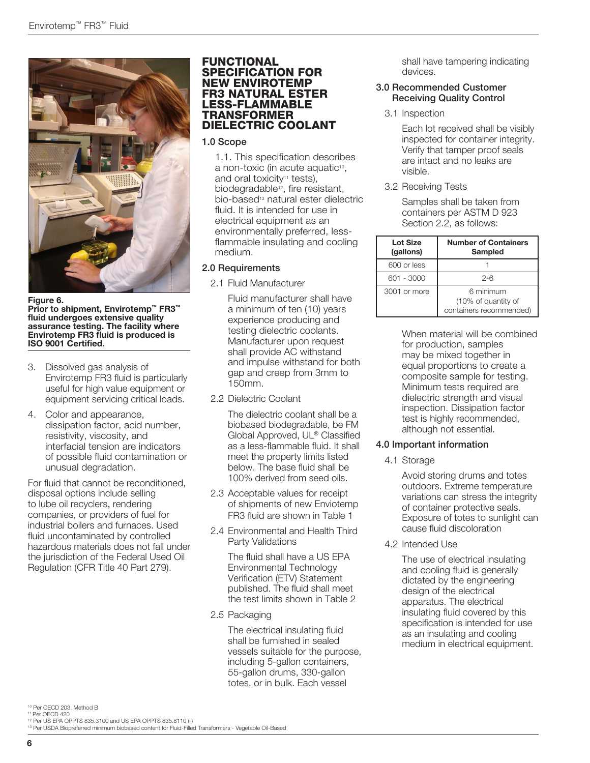Figure 6.
**Prior to shipment, Envirotemp™ FR3™ fluid undergoes extensive quality assurance testing. The facility where Envirotemp FR3 fluid is produced is ISO 9001 Certified.**

3. Dissolved gas analysis of Envirotemp FR3 fluid is particularly useful for high value equipment or equipment servicing critical loads.
4. Color and appearance, dissipation factor, acid number, resistivity, viscosity, and interfacial tension are indicators of possible fluid contamination or unusual degradation.

For fluid that cannot be reconditioned, disposal options include selling to lube oil recyclers, rendering companies, or providers of fuel for industrial boilers and furnaces. Used fluid uncontaminated by controlled hazardous materials does not fall under the jurisdiction of the Federal Used Oil Regulation (CFR Title 40 Part 279).

## FUNCTIONAL SPECIFICATION FOR NEW ENVIROTEMP FR3 NATURAL ESTER LESS-FLAMMABLE TRANSFORMER DIELECTRIC COOLANT

### 1.0 Scope

1.1. This specification describes a non-toxic (in acute aquatic[10], and oral toxicity[11] tests), biodegradable[12], fire resistant, bio-based[13] natural ester dielectric fluid. It is intended for use in electrical equipment as an environmentally preferred, less-flammable insulating and cooling medium.

### 2.0 Requirements

2.1 Fluid Manufacturer

Fluid manufacturer shall have a minimum of ten (10) years experience producing and testing dielectric coolants. Manufacturer upon request shall provide AC withstand and impulse withstand for both gap and creep from 3mm to 150mm.

2.2 Dielectric Coolant

The dielectric coolant shall be a biobased biodegradable, be FM Global Approved, UL® Classified as a less-flammable fluid. It shall meet the property limits listed below. The base fluid shall be 100% derived from seed oils.

2.3 Acceptable values for receipt of shipments of new Enviotemp FR3 fluid are shown in Table 1

2.4 Environmental and Health Third Party Validations

The fluid shall have a US EPA Environmental Technology Verification (ETV) Statement published. The fluid shall meet the test limits shown in Table 2

2.5 Packaging

The electrical insulating fluid shall be furnished in sealed vessels suitable for the purpose, including 5-gallon containers, 55-gallon drums, 330-gallon totes, or in bulk. Each vessel shall have tampering indicating devices.

### 3.0 Recommended Customer Receiving Quality Control

3.1 Inspection

Each lot received shall be visibly inspected for container integrity. Verify that tamper proof seals are intact and no leaks are visible.

3.2 Receiving Tests

Samples shall be taken from containers per ASTM D 923 Section 2.2, as follows:

| Lot Size (gallons) | Number of Containers Sampled |
|---|---|
| 600 or less | 1 |
| 601 - 3000 | 2-6 |
| 3001 or more | 6 minimum (10% of quantity of containers recommended) |

When material will be combined for production, samples may be mixed together in equal proportions to create a composite sample for testing. Minimum tests required are dielectric strength and visual inspection. Dissipation factor test is highly recommended, although not essential.

### 4.0 Important information

4.1 Storage

Avoid storing drums and totes outdoors. Extreme temperature variations can stress the integrity of container protective seals. Exposure of totes to sunlight can cause fluid discoloration

4.2 Intended Use

The use of electrical insulating and cooling fluid is generally dictated by the engineering design of the electrical apparatus. The electrical insulating fluid covered by this specification is intended for use as an insulating and cooling medium in electrical equipment.

[10] Per OECD 203, Method B
[11] Per OECD 420
[12] Per US EPA OPPTS 835.3100 and US EPA OPPTS 835.8110 (ii)
[13] Per USDA Biopreferred minimum biobased content for Fluid-Filled Transformers - Vegetable Oil-Based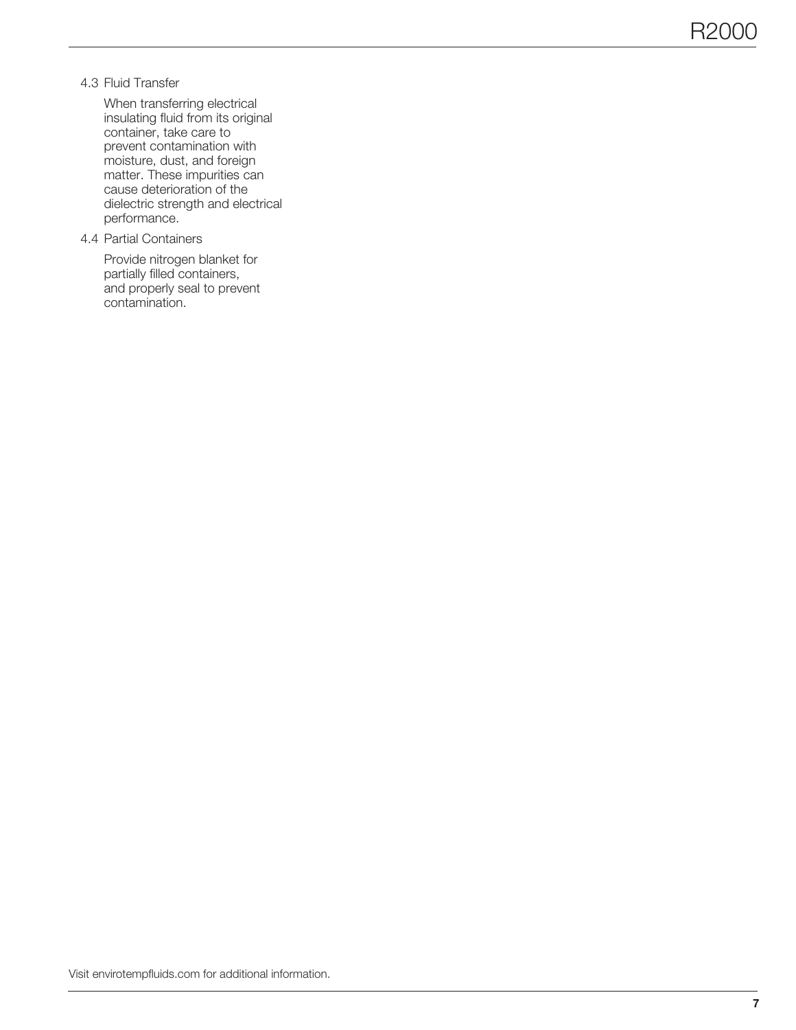### 4.3 Fluid Transfer

When transferring electrical insulating fluid from its original container, take care to prevent contamination with moisture, dust, and foreign matter. These impurities can cause deterioration of the dielectric strength and electrical performance.

### 4.4 Partial Containers

Provide nitrogen blanket for partially filled containers, and properly seal to prevent contamination.

Visit envirotempfluids.com for additional information.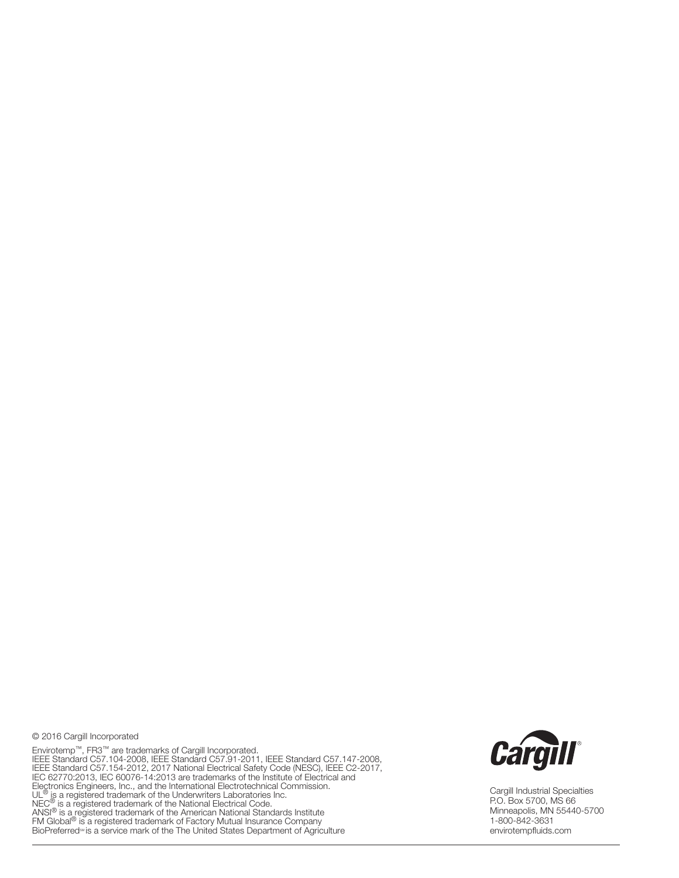© 2016 Cargill Incorporated

Envirotemp™, FR3™ are trademarks of Cargill Incorporated.
IEEE Standard C57.104-2008, IEEE Standard C57.91-2011, IEEE Standard C57.147-2008, IEEE Standard C57.154-2012, 2017 National Electrical Safety Code (NESC), IEEE C2-2017, IEC 62770:2013, IEC 60076-14:2013 are trademarks of the Institute of Electrical and Electronics Engineers, Inc., and the International Electrotechnical Commission.
UL® is a registered trademark of the Underwriters Laboratories Inc.
NEC® is a registered trademark of the National Electrical Code.
ANSI® is a registered trademark of the American National Standards Institute
FM Global® is a registered trademark of Factory Mutual Insurance Company
BioPreferred℠ is a service mark of the The United States Department of Agriculture

Cargill®

Cargill Industrial Specialties
P.O. Box 5700, MS 66
Minneapolis, MN 55440-5700
1-800-842-3631
envirotempfluids.com